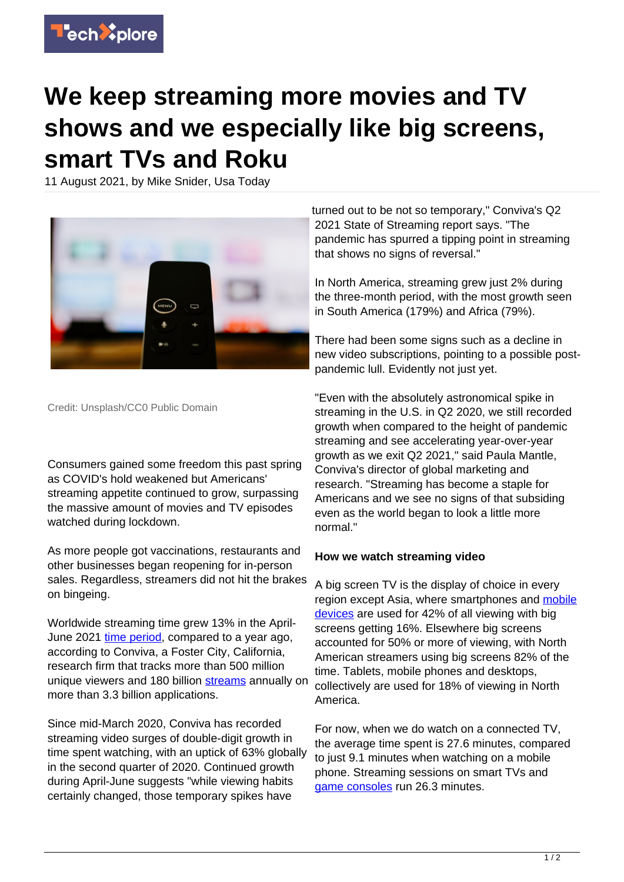# We keep streaming more movies and TV shows and we especially like big screens, smart TVs and Roku

11 August 2021, by Mike Snider, Usa Today

Credit: Unsplash/CC0 Public Domain

Consumers gained some freedom this past spring as COVID's hold weakened but Americans' streaming appetite continued to grow, surpassing the massive amount of movies and TV episodes watched during lockdown.

As more people got vaccinations, restaurants and other businesses began reopening for in-person sales. Regardless, streamers did not hit the brakes on bingeing.

Worldwide streaming time grew 13% in the April-June 2021 time period, compared to a year ago, according to Conviva, a Foster City, California, research firm that tracks more than 500 million unique viewers and 180 billion streams annually on more than 3.3 billion applications.

Since mid-March 2020, Conviva has recorded streaming video surges of double-digit growth in time spent watching, with an uptick of 63% globally in the second quarter of 2020. Continued growth during April-June suggests "while viewing habits certainly changed, those temporary spikes have turned out to be not so temporary," Conviva's Q2 2021 State of Streaming report says. "The pandemic has spurred a tipping point in streaming that shows no signs of reversal."

In North America, streaming grew just 2% during the three-month period, with the most growth seen in South America (179%) and Africa (79%).

There had been some signs such as a decline in new video subscriptions, pointing to a possible post-pandemic lull. Evidently not just yet.

"Even with the absolutely astronomical spike in streaming in the U.S. in Q2 2020, we still recorded growth when compared to the height of pandemic streaming and see accelerating year-over-year growth as we exit Q2 2021," said Paula Mantle, Conviva's director of global marketing and research. "Streaming has become a staple for Americans and we see no signs of that subsiding even as the world began to look a little more normal."

**How we watch streaming video**

A big screen TV is the display of choice in every region except Asia, where smartphones and mobile devices are used for 42% of all viewing with big screens getting 16%. Elsewhere big screens accounted for 50% or more of viewing, with North American streamers using big screens 82% of the time. Tablets, mobile phones and desktops, collectively are used for 18% of viewing in North America.

For now, when we do watch on a connected TV, the average time spent is 27.6 minutes, compared to just 9.1 minutes when watching on a mobile phone. Streaming sessions on smart TVs and game consoles run 26.3 minutes.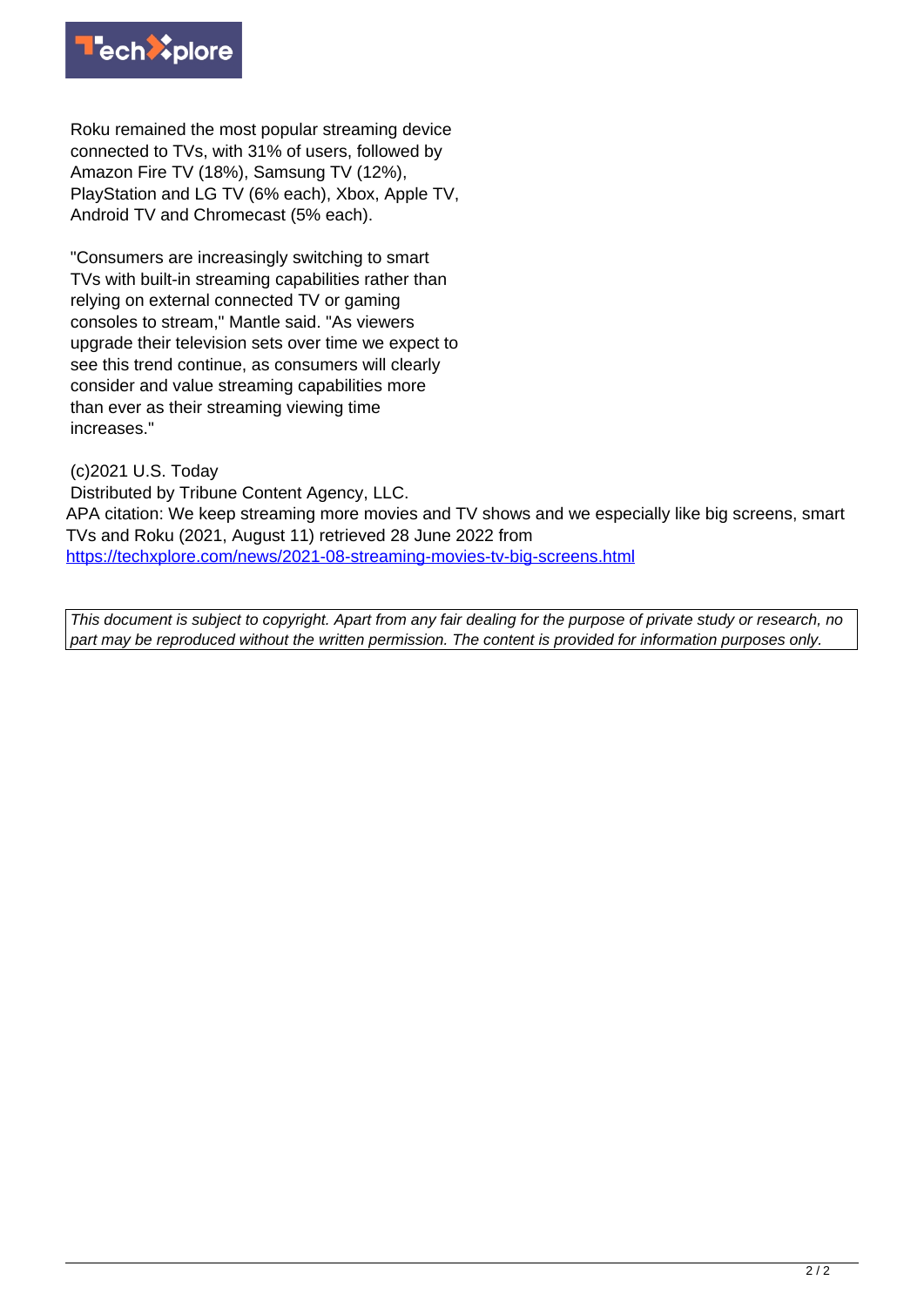Roku remained the most popular streaming device connected to TVs, with 31% of users, followed by Amazon Fire TV (18%), Samsung TV (12%), PlayStation and LG TV (6% each), Xbox, Apple TV, Android TV and Chromecast (5% each).

"Consumers are increasingly switching to smart TVs with built-in streaming capabilities rather than relying on external connected TV or gaming consoles to stream," Mantle said. "As viewers upgrade their television sets over time we expect to see this trend continue, as consumers will clearly consider and value streaming capabilities more than ever as their streaming viewing time increases."

(c)2021 U.S. Today
Distributed by Tribune Content Agency, LLC.

APA citation: We keep streaming more movies and TV shows and we especially like big screens, smart TVs and Roku (2021, August 11) retrieved 28 June 2022 from https://techxplore.com/news/2021-08-streaming-movies-tv-big-screens.html

*This document is subject to copyright. Apart from any fair dealing for the purpose of private study or research, no part may be reproduced without the written permission. The content is provided for information purposes only.*